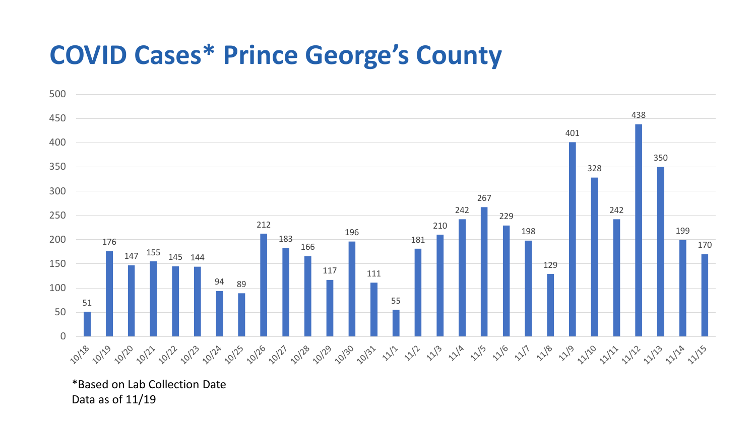# COVID Cases* Prince George's County

| Date | Cases |
| --- | --- |
| 10/18 | 51 |
| 10/19 | 176 |
| 10/20 | 147 |
| 10/21 | 155 |
| 10/22 | 145 |
| 10/23 | 144 |
| 10/24 | 94 |
| 10/25 | 89 |
| 10/26 | 212 |
| 10/27 | 183 |
| 10/28 | 166 |
| 10/29 | 117 |
| 10/30 | 196 |
| 10/31 | 111 |
| 11/1 | 55 |
| 11/2 | 181 |
| 11/3 | 210 |
| 11/4 | 242 |
| 11/5 | 267 |
| 11/6 | 229 |
| 11/7 | 198 |
| 11/8 | 129 |
| 11/9 | 401 |
| 11/10 | 328 |
| 11/11 | 242 |
| 11/12 | 438 |
| 11/13 | 350 |
| 11/14 | 199 |
| 11/15 | 170 |

*Based on Lab Collection Date
Data as of 11/19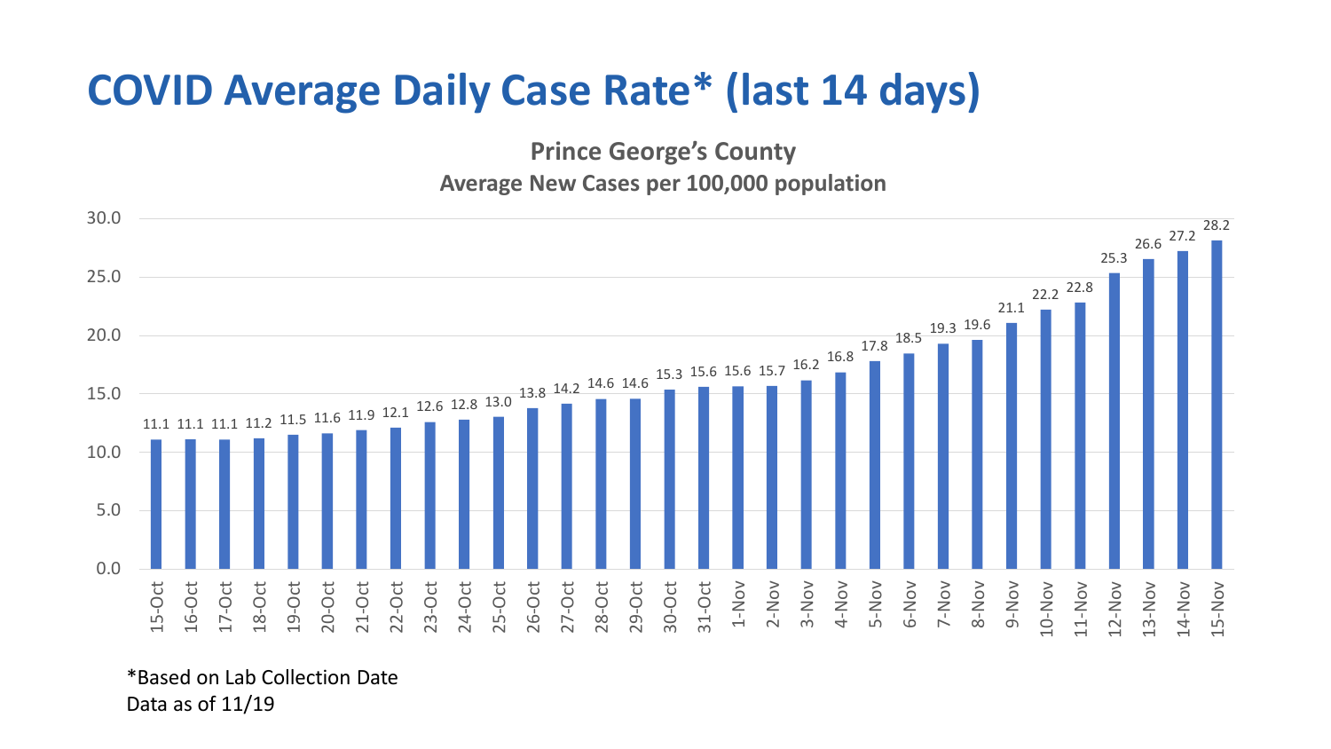# COVID Average Daily Case Rate* (last 14 days)

**Prince George's County**
**Average New Cases per 100,000 population**

| Date | Rate |
|---|---|
| 15-Oct | 11.1 |
| 16-Oct | 11.1 |
| 17-Oct | 11.1 |
| 18-Oct | 11.2 |
| 19-Oct | 11.5 |
| 20-Oct | 11.6 |
| 21-Oct | 11.9 |
| 22-Oct | 12.1 |
| 23-Oct | 12.6 |
| 24-Oct | 12.8 |
| 25-Oct | 13.0 |
| 26-Oct | 13.8 |
| 27-Oct | 14.2 |
| 28-Oct | 14.6 |
| 29-Oct | 14.6 |
| 30-Oct | 15.3 |
| 31-Oct | 15.6 |
| 1-Nov | 15.6 |
| 2-Nov | 15.7 |
| 3-Nov | 16.2 |
| 4-Nov | 16.8 |
| 5-Nov | 17.8 |
| 6-Nov | 18.5 |
| 7-Nov | 19.3 |
| 8-Nov | 19.6 |
| 9-Nov | 21.1 |
| 10-Nov | 22.2 |
| 11-Nov | 22.8 |
| 12-Nov | 25.3 |
| 13-Nov | 26.6 |
| 14-Nov | 27.2 |
| 15-Nov | 28.2 |

*Based on Lab Collection Date
Data as of 11/19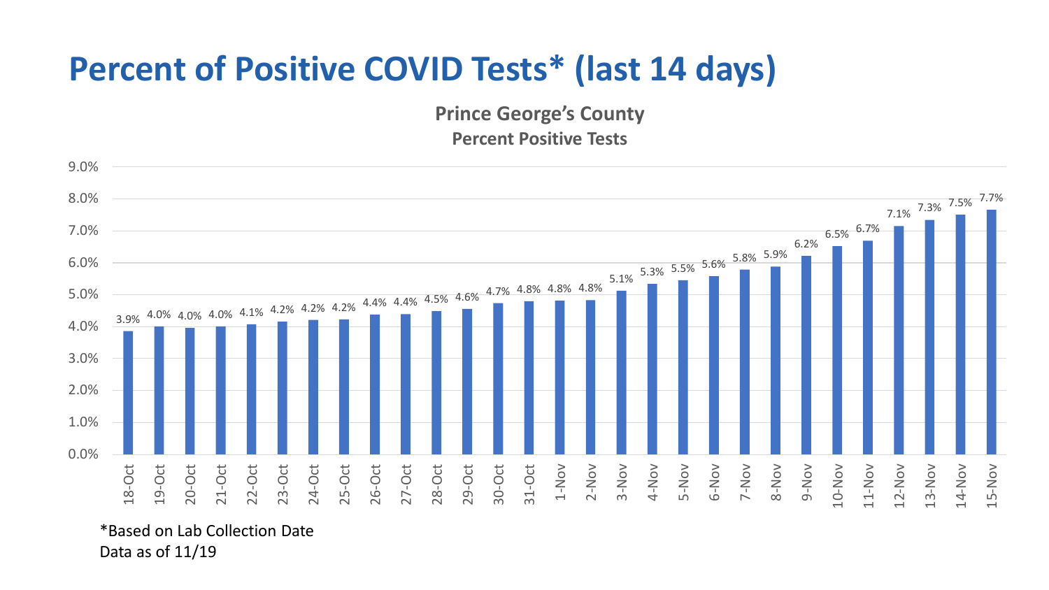# Percent of Positive COVID Tests* (last 14 days)

Prince George's County
Percent Positive Tests

9.0%
8.0%
7.0%
6.0%
5.0%
4.0%
3.0%
2.0%
1.0%
0.0%

3.9% 4.0% 4.0% 4.0% 4.1% 4.2% 4.2% 4.2% 4.4% 4.4% 4.5% 4.6% 4.7% 4.8% 4.8% 4.8% 5.1% 5.3% 5.5% 5.6% 5.8% 5.9% 6.2% 6.5% 6.7% 7.1% 7.3% 7.5% 7.7%

18-Oct 19-Oct 20-Oct 21-Oct 22-Oct 23-Oct 24-Oct 25-Oct 26-Oct 27-Oct 28-Oct 29-Oct 30-Oct 31-Oct 1-Nov 2-Nov 3-Nov 4-Nov 5-Nov 6-Nov 7-Nov 8-Nov 9-Nov 10-Nov 11-Nov 12-Nov 13-Nov 14-Nov 15-Nov

*Based on Lab Collection Date
Data as of 11/19